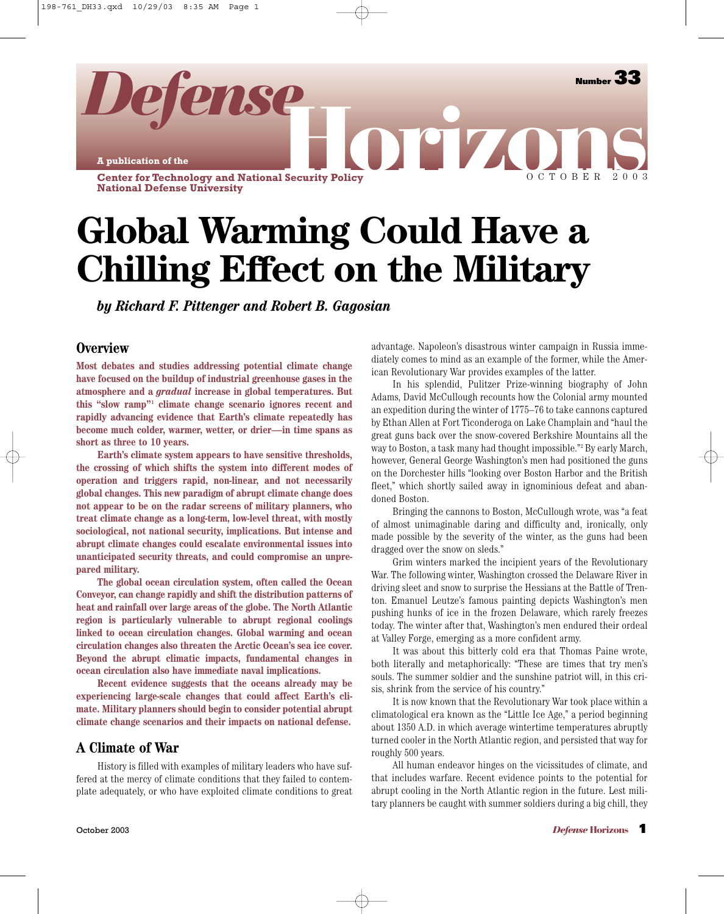# Defense Horizons

A publication of the Center for Technology and National Security Policy, National Defense University

Number 33

OCTOBER 2003

# Global Warming Could Have a Chilling Effect on the Military

*by Richard F. Pittenger and Robert B. Gagosian*

## Overview

**Most debates and studies addressing potential climate change have focused on the buildup of industrial greenhouse gases in the atmosphere and a *gradual* increase in global temperatures. But this "slow ramp"[1] climate change scenario ignores recent and rapidly advancing evidence that Earth's climate repeatedly has become much colder, warmer, wetter, or drier—in time spans as short as three to 10 years.**

**Earth's climate system appears to have sensitive thresholds, the crossing of which shifts the system into different modes of operation and triggers rapid, non-linear, and not necessarily global changes. This new paradigm of abrupt climate change does not appear to be on the radar screens of military planners, who treat climate change as a long-term, low-level threat, with mostly sociological, not national security, implications. But intense and abrupt climate changes could escalate environmental issues into unanticipated security threats, and could compromise an unprepared military.**

**The global ocean circulation system, often called the Ocean Conveyor, can change rapidly and shift the distribution patterns of heat and rainfall over large areas of the globe. The North Atlantic region is particularly vulnerable to abrupt regional coolings linked to ocean circulation changes. Global warming and ocean circulation changes also threaten the Arctic Ocean's sea ice cover. Beyond the abrupt climatic impacts, fundamental changes in ocean circulation also have immediate naval implications.**

**Recent evidence suggests that the oceans already may be experiencing large-scale changes that could affect Earth's climate. Military planners should begin to consider potential abrupt climate change scenarios and their impacts on national defense.**

## A Climate of War

History is filled with examples of military leaders who have suffered at the mercy of climate conditions that they failed to contemplate adequately, or who have exploited climate conditions to great advantage. Napoleon's disastrous winter campaign in Russia immediately comes to mind as an example of the former, while the American Revolutionary War provides examples of the latter.

In his splendid, Pulitzer Prize-winning biography of John Adams, David McCullough recounts how the Colonial army mounted an expedition during the winter of 1775–76 to take cannons captured by Ethan Allen at Fort Ticonderoga on Lake Champlain and "haul the great guns back over the snow-covered Berkshire Mountains all the way to Boston, a task many had thought impossible."[2] By early March, however, General George Washington's men had positioned the guns on the Dorchester hills "looking over Boston Harbor and the British fleet," which shortly sailed away in ignominious defeat and abandoned Boston.

Bringing the cannons to Boston, McCullough wrote, was "a feat of almost unimaginable daring and difficulty and, ironically, only made possible by the severity of the winter, as the guns had been dragged over the snow on sleds."

Grim winters marked the incipient years of the Revolutionary War. The following winter, Washington crossed the Delaware River in driving sleet and snow to surprise the Hessians at the Battle of Trenton. Emanuel Leutze's famous painting depicts Washington's men pushing hunks of ice in the frozen Delaware, which rarely freezes today. The winter after that, Washington's men endured their ordeal at Valley Forge, emerging as a more confident army.

It was about this bitterly cold era that Thomas Paine wrote, both literally and metaphorically: "These are times that try men's souls. The summer soldier and the sunshine patriot will, in this crisis, shrink from the service of his country."

It is now known that the Revolutionary War took place within a climatological era known as the "Little Ice Age," a period beginning about 1350 A.D. in which average wintertime temperatures abruptly turned cooler in the North Atlantic region, and persisted that way for roughly 500 years.

All human endeavor hinges on the vicissitudes of climate, and that includes warfare. Recent evidence points to the potential for abrupt cooling in the North Atlantic region in the future. Lest military planners be caught with summer soldiers during a big chill, they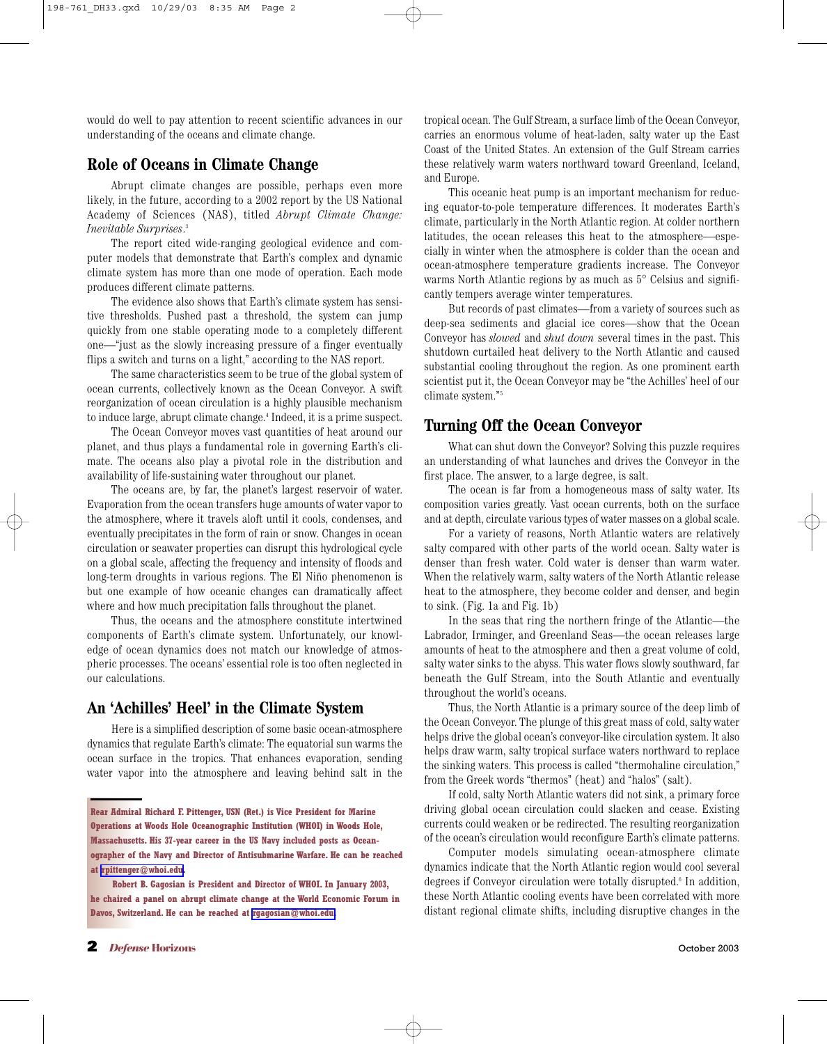would do well to pay attention to recent scientific advances in our understanding of the oceans and climate change.

## Role of Oceans in Climate Change

Abrupt climate changes are possible, perhaps even more likely, in the future, according to a 2002 report by the US National Academy of Sciences (NAS), titled *Abrupt Climate Change: Inevitable Surprises*.[3]

The report cited wide-ranging geological evidence and computer models that demonstrate that Earth's complex and dynamic climate system has more than one mode of operation. Each mode produces different climate patterns.

The evidence also shows that Earth's climate system has sensitive thresholds. Pushed past a threshold, the system can jump quickly from one stable operating mode to a completely different one—"just as the slowly increasing pressure of a finger eventually flips a switch and turns on a light," according to the NAS report.

The same characteristics seem to be true of the global system of ocean currents, collectively known as the Ocean Conveyor. A swift reorganization of ocean circulation is a highly plausible mechanism to induce large, abrupt climate change.[4] Indeed, it is a prime suspect.

The Ocean Conveyor moves vast quantities of heat around our planet, and thus plays a fundamental role in governing Earth's climate. The oceans also play a pivotal role in the distribution and availability of life-sustaining water throughout our planet.

The oceans are, by far, the planet's largest reservoir of water. Evaporation from the ocean transfers huge amounts of water vapor to the atmosphere, where it travels aloft until it cools, condenses, and eventually precipitates in the form of rain or snow. Changes in ocean circulation or seawater properties can disrupt this hydrological cycle on a global scale, affecting the frequency and intensity of floods and long-term droughts in various regions. The El Niño phenomenon is but one example of how oceanic changes can dramatically affect where and how much precipitation falls throughout the planet.

Thus, the oceans and the atmosphere constitute intertwined components of Earth's climate system. Unfortunately, our knowledge of ocean dynamics does not match our knowledge of atmospheric processes. The oceans' essential role is too often neglected in our calculations.

## An 'Achilles' Heel' in the Climate System

Here is a simplified description of some basic ocean-atmosphere dynamics that regulate Earth's climate: The equatorial sun warms the ocean surface in the tropics. That enhances evaporation, sending water vapor into the atmosphere and leaving behind salt in the tropical ocean. The Gulf Stream, a surface limb of the Ocean Conveyor, carries an enormous volume of heat-laden, salty water up the East Coast of the United States. An extension of the Gulf Stream carries these relatively warm waters northward toward Greenland, Iceland, and Europe.

This oceanic heat pump is an important mechanism for reducing equator-to-pole temperature differences. It moderates Earth's climate, particularly in the North Atlantic region. At colder northern latitudes, the ocean releases this heat to the atmosphere—especially in winter when the atmosphere is colder than the ocean and ocean-atmosphere temperature gradients increase. The Conveyor warms North Atlantic regions by as much as 5° Celsius and significantly tempers average winter temperatures.

But records of past climates—from a variety of sources such as deep-sea sediments and glacial ice cores—show that the Ocean Conveyor has *slowed* and *shut down* several times in the past. This shutdown curtailed heat delivery to the North Atlantic and caused substantial cooling throughout the region. As one prominent earth scientist put it, the Ocean Conveyor may be "the Achilles' heel of our climate system."[5]

## Turning Off the Ocean Conveyor

What can shut down the Conveyor? Solving this puzzle requires an understanding of what launches and drives the Conveyor in the first place. The answer, to a large degree, is salt.

The ocean is far from a homogeneous mass of salty water. Its composition varies greatly. Vast ocean currents, both on the surface and at depth, circulate various types of water masses on a global scale.

For a variety of reasons, North Atlantic waters are relatively salty compared with other parts of the world ocean. Salty water is denser than fresh water. Cold water is denser than warm water. When the relatively warm, salty waters of the North Atlantic release heat to the atmosphere, they become colder and denser, and begin to sink. (Fig. 1a and Fig. 1b)

In the seas that ring the northern fringe of the Atlantic—the Labrador, Irminger, and Greenland Seas—the ocean releases large amounts of heat to the atmosphere and then a great volume of cold, salty water sinks to the abyss. This water flows slowly southward, far beneath the Gulf Stream, into the South Atlantic and eventually throughout the world's oceans.

Thus, the North Atlantic is a primary source of the deep limb of the Ocean Conveyor. The plunge of this great mass of cold, salty water helps drive the global ocean's conveyor-like circulation system. It also helps draw warm, salty tropical surface waters northward to replace the sinking waters. This process is called "thermohaline circulation," from the Greek words "thermos" (heat) and "halos" (salt).

If cold, salty North Atlantic waters did not sink, a primary force driving global ocean circulation could slacken and cease. Existing currents could weaken or be redirected. The resulting reorganization of the ocean's circulation would reconfigure Earth's climate patterns.

Computer models simulating ocean-atmosphere climate dynamics indicate that the North Atlantic region would cool several degrees if Conveyor circulation were totally disrupted.[6] In addition, these North Atlantic cooling events have been correlated with more distant regional climate shifts, including disruptive changes in the

**Rear Admiral Richard F. Pittenger, USN (Ret.) is Vice President for Marine Operations at Woods Hole Oceanographic Institution (WHOI) in Woods Hole, Massachusetts. His 37-year career in the US Navy included posts as Oceanographer of the Navy and Director of Antisubmarine Warfare. He can be reached at rpittenger@whoi.edu.**

**Robert B. Gagosian is President and Director of WHOI. In January 2003, he chaired a panel on abrupt climate change at the World Economic Forum in Davos, Switzerland. He can be reached at rgagosian@whoi.edu.**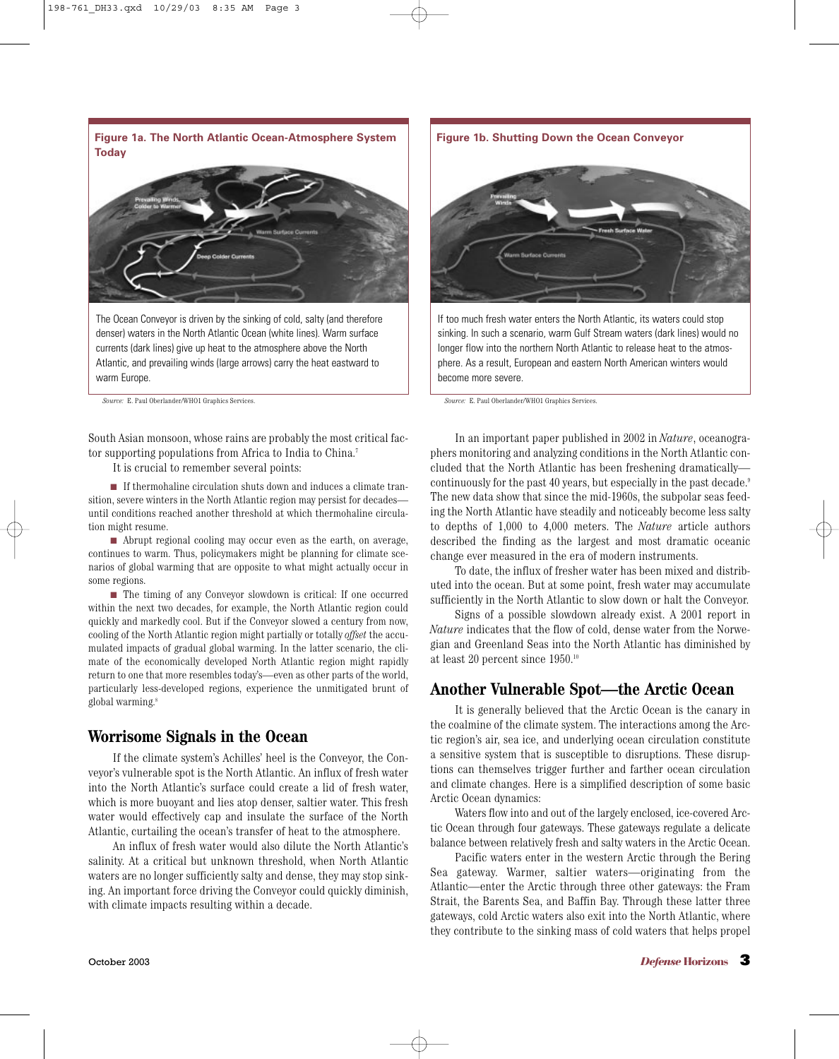**Figure 1a. The North Atlantic Ocean-Atmosphere System Today**

The Ocean Conveyor is driven by the sinking of cold, salty (and therefore denser) waters in the North Atlantic Ocean (white lines). Warm surface currents (dark lines) give up heat to the atmosphere above the North Atlantic, and prevailing winds (large arrows) carry the heat eastward to warm Europe.

*Source:* E. Paul Oberlander/WHOI Graphics Services.

**Figure 1b. Shutting Down the Ocean Conveyor**

If too much fresh water enters the North Atlantic, its waters could stop sinking. In such a scenario, warm Gulf Stream waters (dark lines) would no longer flow into the northern North Atlantic to release heat to the atmosphere. As a result, European and eastern North American winters would become more severe.

*Source:* E. Paul Oberlander/WHOI Graphics Services.

South Asian monsoon, whose rains are probably the most critical factor supporting populations from Africa to India to China.[7]

It is crucial to remember several points:

- If thermohaline circulation shuts down and induces a climate transition, severe winters in the North Atlantic region may persist for decades—until conditions reached another threshold at which thermohaline circulation might resume.
- Abrupt regional cooling may occur even as the earth, on average, continues to warm. Thus, policymakers might be planning for climate scenarios of global warming that are opposite to what might actually occur in some regions.
- The timing of any Conveyor slowdown is critical: If one occurred within the next two decades, for example, the North Atlantic region could quickly and markedly cool. But if the Conveyor slowed a century from now, cooling of the North Atlantic region might partially or totally *offset* the accumulated impacts of gradual global warming. In the latter scenario, the climate of the economically developed North Atlantic region might rapidly return to one that more resembles today's—even as other parts of the world, particularly less-developed regions, experience the unmitigated brunt of global warming.[8]

## Worrisome Signals in the Ocean

If the climate system's Achilles' heel is the Conveyor, the Conveyor's vulnerable spot is the North Atlantic. An influx of fresh water into the North Atlantic's surface could create a lid of fresh water, which is more buoyant and lies atop denser, saltier water. This fresh water would effectively cap and insulate the surface of the North Atlantic, curtailing the ocean's transfer of heat to the atmosphere.

An influx of fresh water would also dilute the North Atlantic's salinity. At a critical but unknown threshold, when North Atlantic waters are no longer sufficiently salty and dense, they may stop sinking. An important force driving the Conveyor could quickly diminish, with climate impacts resulting within a decade.

In an important paper published in 2002 in *Nature*, oceanographers monitoring and analyzing conditions in the North Atlantic concluded that the North Atlantic has been freshening dramatically—continuously for the past 40 years, but especially in the past decade.[9] The new data show that since the mid-1960s, the subpolar seas feeding the North Atlantic have steadily and noticeably become less salty to depths of 1,000 to 4,000 meters. The *Nature* article authors described the finding as the largest and most dramatic oceanic change ever measured in the era of modern instruments.

To date, the influx of fresher water has been mixed and distributed into the ocean. But at some point, fresh water may accumulate sufficiently in the North Atlantic to slow down or halt the Conveyor.

Signs of a possible slowdown already exist. A 2001 report in *Nature* indicates that the flow of cold, dense water from the Norwegian and Greenland Seas into the North Atlantic has diminished by at least 20 percent since 1950.[10]

## Another Vulnerable Spot—the Arctic Ocean

It is generally believed that the Arctic Ocean is the canary in the coalmine of the climate system. The interactions among the Arctic region's air, sea ice, and underlying ocean circulation constitute a sensitive system that is susceptible to disruptions. These disruptions can themselves trigger further and farther ocean circulation and climate changes. Here is a simplified description of some basic Arctic Ocean dynamics:

Waters flow into and out of the largely enclosed, ice-covered Arctic Ocean through four gateways. These gateways regulate a delicate balance between relatively fresh and salty waters in the Arctic Ocean.

Pacific waters enter in the western Arctic through the Bering Sea gateway. Warmer, saltier waters—originating from the Atlantic—enter the Arctic through three other gateways: the Fram Strait, the Barents Sea, and Baffin Bay. Through these latter three gateways, cold Arctic waters also exit into the North Atlantic, where they contribute to the sinking mass of cold waters that helps propel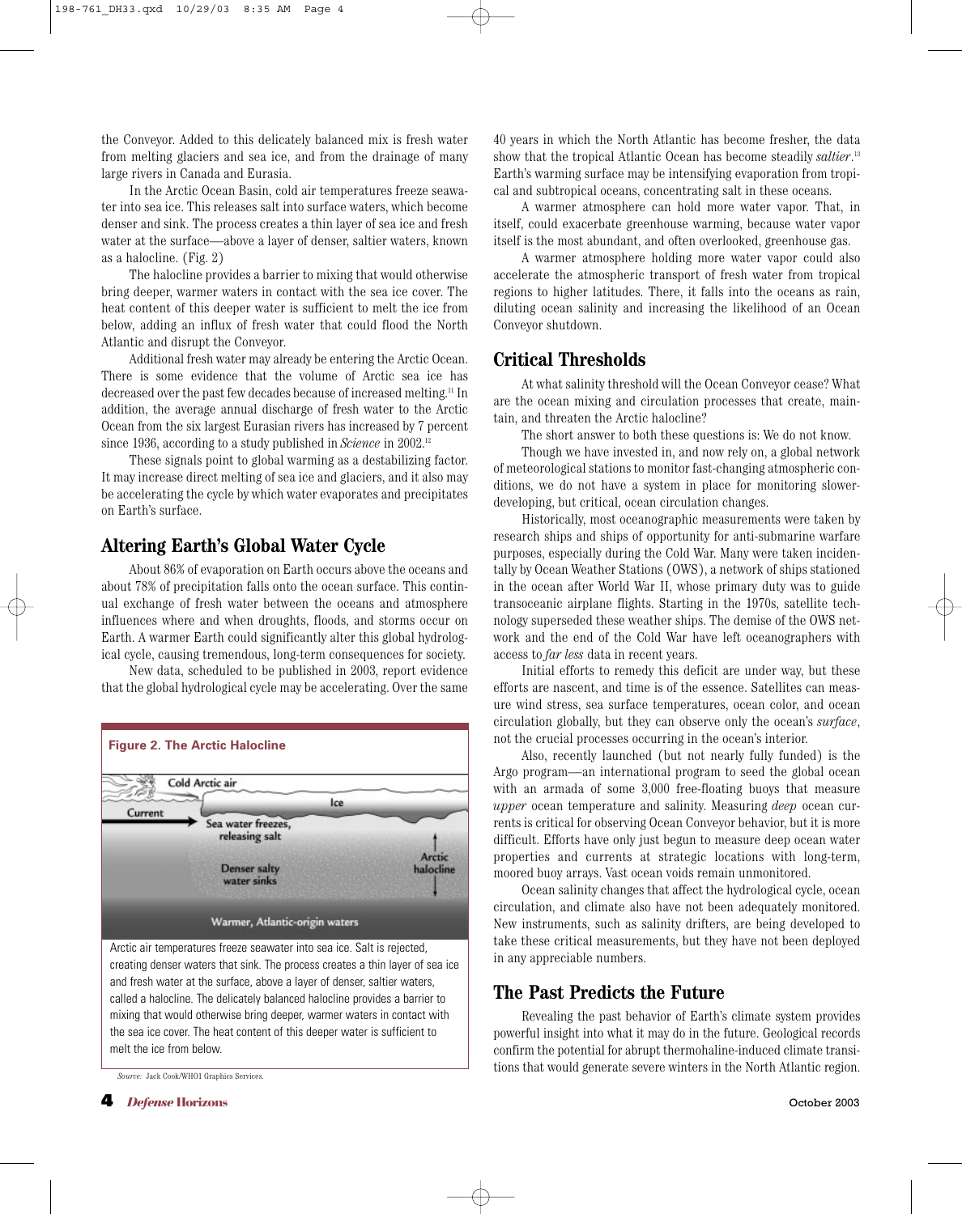the Conveyor. Added to this delicately balanced mix is fresh water from melting glaciers and sea ice, and from the drainage of many large rivers in Canada and Eurasia.

In the Arctic Ocean Basin, cold air temperatures freeze seawater into sea ice. This releases salt into surface waters, which become denser and sink. The process creates a thin layer of sea ice and fresh water at the surface—above a layer of denser, saltier waters, known as a halocline. (Fig. 2)

The halocline provides a barrier to mixing that would otherwise bring deeper, warmer waters in contact with the sea ice cover. The heat content of this deeper water is sufficient to melt the ice from below, adding an influx of fresh water that could flood the North Atlantic and disrupt the Conveyor.

Additional fresh water may already be entering the Arctic Ocean. There is some evidence that the volume of Arctic sea ice has decreased over the past few decades because of increased melting.[11] In addition, the average annual discharge of fresh water to the Arctic Ocean from the six largest Eurasian rivers has increased by 7 percent since 1936, according to a study published in *Science* in 2002.[12]

These signals point to global warming as a destabilizing factor. It may increase direct melting of sea ice and glaciers, and it also may be accelerating the cycle by which water evaporates and precipitates on Earth's surface.

## Altering Earth's Global Water Cycle

About 86% of evaporation on Earth occurs above the oceans and about 78% of precipitation falls onto the ocean surface. This continual exchange of fresh water between the oceans and atmosphere influences where and when droughts, floods, and storms occur on Earth. A warmer Earth could significantly alter this global hydrological cycle, causing tremendous, long-term consequences for society.

New data, scheduled to be published in 2003, report evidence that the global hydrological cycle may be accelerating. Over the same 40 years in which the North Atlantic has become fresher, the data show that the tropical Atlantic Ocean has become steadily *saltier*.[13] Earth's warming surface may be intensifying evaporation from tropical and subtropical oceans, concentrating salt in these oceans.

A warmer atmosphere can hold more water vapor. That, in itself, could exacerbate greenhouse warming, because water vapor itself is the most abundant, and often overlooked, greenhouse gas.

A warmer atmosphere holding more water vapor could also accelerate the atmospheric transport of fresh water from tropical regions to higher latitudes. There, it falls into the oceans as rain, diluting ocean salinity and increasing the likelihood of an Ocean Conveyor shutdown.

**Figure 2. The Arctic Halocline**

Cold Arctic air | Current | Ice | Sea water freezes, releasing salt | Denser salty water sinks | Arctic halocline | Warmer, Atlantic-origin waters

Arctic air temperatures freeze seawater into sea ice. Salt is rejected, creating denser waters that sink. The process creates a thin layer of sea ice and fresh water at the surface, above a layer of denser, saltier waters, called a halocline. The delicately balanced halocline provides a barrier to mixing that would otherwise bring deeper, warmer waters in contact with the sea ice cover. The heat content of this deeper water is sufficient to melt the ice from below.

*Source:* Jack Cook/WHOI Graphics Services.

## Critical Thresholds

At what salinity threshold will the Ocean Conveyor cease? What are the ocean mixing and circulation processes that create, maintain, and threaten the Arctic halocline?

The short answer to both these questions is: We do not know.

Though we have invested in, and now rely on, a global network of meteorological stations to monitor fast-changing atmospheric conditions, we do not have a system in place for monitoring slower-developing, but critical, ocean circulation changes.

Historically, most oceanographic measurements were taken by research ships and ships of opportunity for anti-submarine warfare purposes, especially during the Cold War. Many were taken incidentally by Ocean Weather Stations (OWS), a network of ships stationed in the ocean after World War II, whose primary duty was to guide transoceanic airplane flights. Starting in the 1970s, satellite technology superseded these weather ships. The demise of the OWS network and the end of the Cold War have left oceanographers with access to *far less* data in recent years.

Initial efforts to remedy this deficit are under way, but these efforts are nascent, and time is of the essence. Satellites can measure wind stress, sea surface temperatures, ocean color, and ocean circulation globally, but they can observe only the ocean's *surface*, not the crucial processes occurring in the ocean's interior.

Also, recently launched (but not nearly fully funded) is the Argo program—an international program to seed the global ocean with an armada of some 3,000 free-floating buoys that measure *upper* ocean temperature and salinity. Measuring *deep* ocean currents is critical for observing Ocean Conveyor behavior, but it is more difficult. Efforts have only just begun to measure deep ocean water properties and currents at strategic locations with long-term, moored buoy arrays. Vast ocean voids remain unmonitored.

Ocean salinity changes that affect the hydrological cycle, ocean circulation, and climate also have not been adequately monitored. New instruments, such as salinity drifters, are being developed to take these critical measurements, but they have not been deployed in any appreciable numbers.

## The Past Predicts the Future

Revealing the past behavior of Earth's climate system provides powerful insight into what it may do in the future. Geological records confirm the potential for abrupt thermohaline-induced climate transitions that would generate severe winters in the North Atlantic region.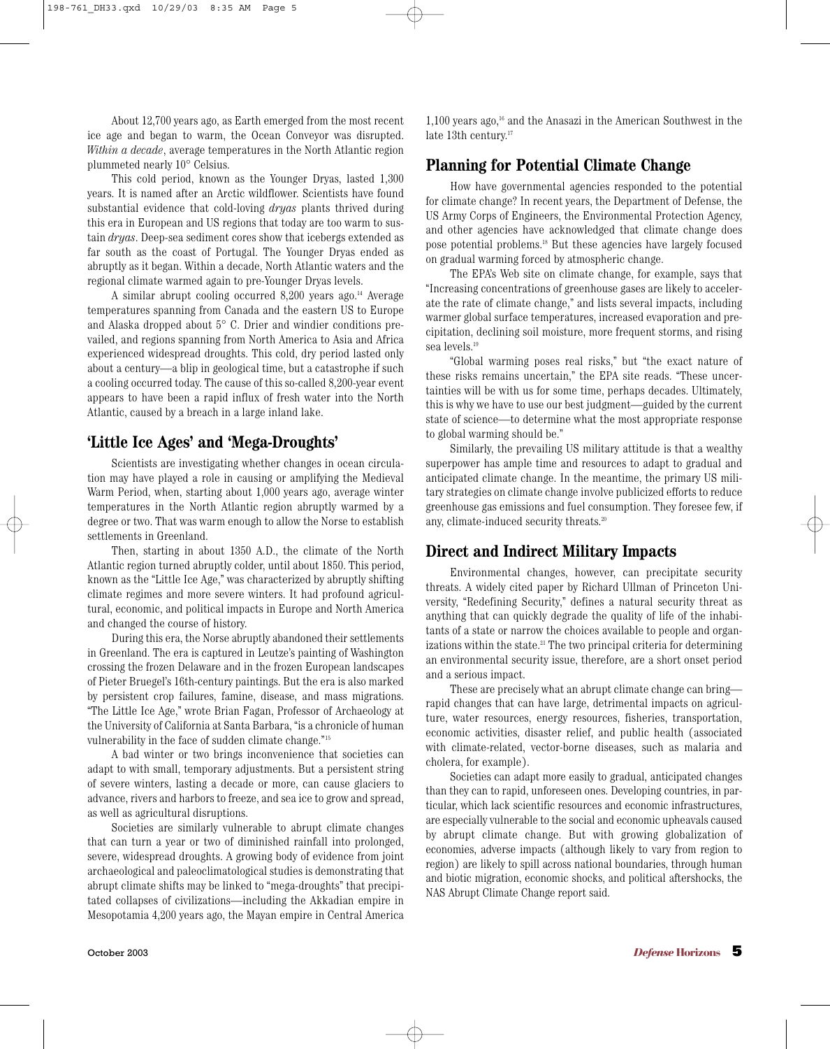About 12,700 years ago, as Earth emerged from the most recent ice age and began to warm, the Ocean Conveyor was disrupted. *Within a decade*, average temperatures in the North Atlantic region plummeted nearly 10° Celsius.

This cold period, known as the Younger Dryas, lasted 1,300 years. It is named after an Arctic wildflower. Scientists have found substantial evidence that cold-loving *dryas* plants thrived during this era in European and US regions that today are too warm to sustain *dryas*. Deep-sea sediment cores show that icebergs extended as far south as the coast of Portugal. The Younger Dryas ended as abruptly as it began. Within a decade, North Atlantic waters and the regional climate warmed again to pre-Younger Dryas levels.

A similar abrupt cooling occurred 8,200 years ago.[14] Average temperatures spanning from Canada and the eastern US to Europe and Alaska dropped about 5° C. Drier and windier conditions prevailed, and regions spanning from North America to Asia and Africa experienced widespread droughts. This cold, dry period lasted only about a century—a blip in geological time, but a catastrophe if such a cooling occurred today. The cause of this so-called 8,200-year event appears to have been a rapid influx of fresh water into the North Atlantic, caused by a breach in a large inland lake.

## 'Little Ice Ages' and 'Mega-Droughts'

Scientists are investigating whether changes in ocean circulation may have played a role in causing or amplifying the Medieval Warm Period, when, starting about 1,000 years ago, average winter temperatures in the North Atlantic region abruptly warmed by a degree or two. That was warm enough to allow the Norse to establish settlements in Greenland.

Then, starting in about 1350 A.D., the climate of the North Atlantic region turned abruptly colder, until about 1850. This period, known as the "Little Ice Age," was characterized by abruptly shifting climate regimes and more severe winters. It had profound agricultural, economic, and political impacts in Europe and North America and changed the course of history.

During this era, the Norse abruptly abandoned their settlements in Greenland. The era is captured in Leutze's painting of Washington crossing the frozen Delaware and in the frozen European landscapes of Pieter Bruegel's 16th-century paintings. But the era is also marked by persistent crop failures, famine, disease, and mass migrations. "The Little Ice Age," wrote Brian Fagan, Professor of Archaeology at the University of California at Santa Barbara, "is a chronicle of human vulnerability in the face of sudden climate change."[15]

A bad winter or two brings inconvenience that societies can adapt to with small, temporary adjustments. But a persistent string of severe winters, lasting a decade or more, can cause glaciers to advance, rivers and harbors to freeze, and sea ice to grow and spread, as well as agricultural disruptions.

Societies are similarly vulnerable to abrupt climate changes that can turn a year or two of diminished rainfall into prolonged, severe, widespread droughts. A growing body of evidence from joint archaeological and paleoclimatological studies is demonstrating that abrupt climate shifts may be linked to "mega-droughts" that precipitated collapses of civilizations—including the Akkadian empire in Mesopotamia 4,200 years ago, the Mayan empire in Central America 1,100 years ago,[16] and the Anasazi in the American Southwest in the late 13th century.[17]

## Planning for Potential Climate Change

How have governmental agencies responded to the potential for climate change? In recent years, the Department of Defense, the US Army Corps of Engineers, the Environmental Protection Agency, and other agencies have acknowledged that climate change does pose potential problems.[18] But these agencies have largely focused on gradual warming forced by atmospheric change.

The EPA's Web site on climate change, for example, says that "Increasing concentrations of greenhouse gases are likely to accelerate the rate of climate change," and lists several impacts, including warmer global surface temperatures, increased evaporation and precipitation, declining soil moisture, more frequent storms, and rising sea levels.[19]

"Global warming poses real risks," but "the exact nature of these risks remains uncertain," the EPA site reads. "These uncertainties will be with us for some time, perhaps decades. Ultimately, this is why we have to use our best judgment—guided by the current state of science—to determine what the most appropriate response to global warming should be."

Similarly, the prevailing US military attitude is that a wealthy superpower has ample time and resources to adapt to gradual and anticipated climate change. In the meantime, the primary US military strategies on climate change involve publicized efforts to reduce greenhouse gas emissions and fuel consumption. They foresee few, if any, climate-induced security threats.[20]

## Direct and Indirect Military Impacts

Environmental changes, however, can precipitate security threats. A widely cited paper by Richard Ullman of Princeton University, "Redefining Security," defines a natural security threat as anything that can quickly degrade the quality of life of the inhabitants of a state or narrow the choices available to people and organizations within the state.[21] The two principal criteria for determining an environmental security issue, therefore, are a short onset period and a serious impact.

These are precisely what an abrupt climate change can bring—rapid changes that can have large, detrimental impacts on agriculture, water resources, energy resources, fisheries, transportation, economic activities, disaster relief, and public health (associated with climate-related, vector-borne diseases, such as malaria and cholera, for example).

Societies can adapt more easily to gradual, anticipated changes than they can to rapid, unforeseen ones. Developing countries, in particular, which lack scientific resources and economic infrastructures, are especially vulnerable to the social and economic upheavals caused by abrupt climate change. But with growing globalization of economies, adverse impacts (although likely to vary from region to region) are likely to spill across national boundaries, through human and biotic migration, economic shocks, and political aftershocks, the NAS Abrupt Climate Change report said.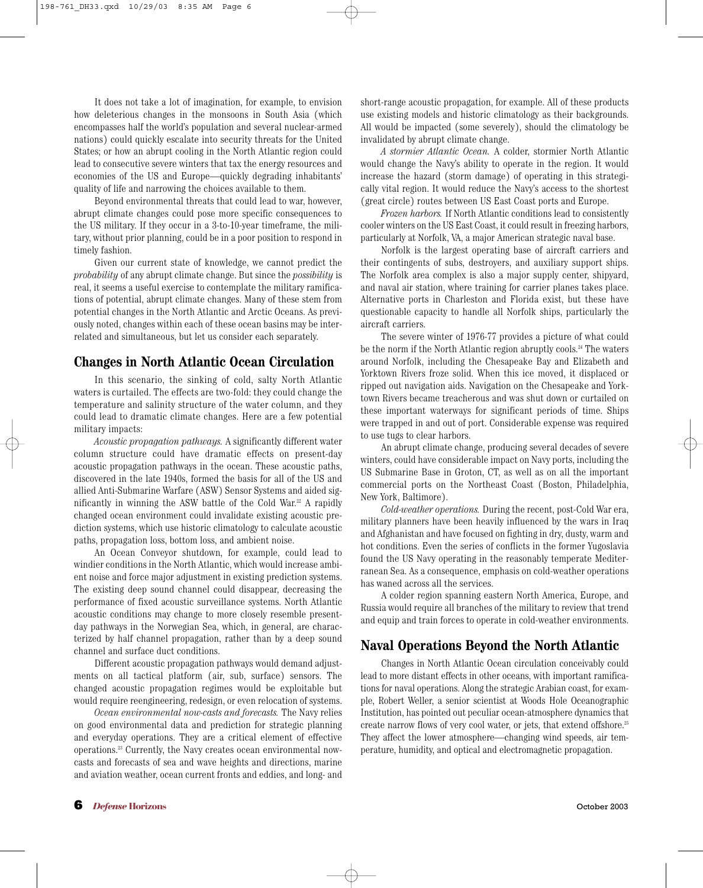It does not take a lot of imagination, for example, to envision how deleterious changes in the monsoons in South Asia (which encompasses half the world's population and several nuclear-armed nations) could quickly escalate into security threats for the United States; or how an abrupt cooling in the North Atlantic region could lead to consecutive severe winters that tax the energy resources and economies of the US and Europe—quickly degrading inhabitants' quality of life and narrowing the choices available to them.

Beyond environmental threats that could lead to war, however, abrupt climate changes could pose more specific consequences to the US military. If they occur in a 3-to-10-year timeframe, the military, without prior planning, could be in a poor position to respond in timely fashion.

Given our current state of knowledge, we cannot predict the *probability* of any abrupt climate change. But since the *possibility* is real, it seems a useful exercise to contemplate the military ramifications of potential, abrupt climate changes. Many of these stem from potential changes in the North Atlantic and Arctic Oceans. As previously noted, changes within each of these ocean basins may be interrelated and simultaneous, but let us consider each separately.

## Changes in North Atlantic Ocean Circulation

In this scenario, the sinking of cold, salty North Atlantic waters is curtailed. The effects are two-fold: they could change the temperature and salinity structure of the water column, and they could lead to dramatic climate changes. Here are a few potential military impacts:

*Acoustic propagation pathways.* A significantly different water column structure could have dramatic effects on present-day acoustic propagation pathways in the ocean. These acoustic paths, discovered in the late 1940s, formed the basis for all of the US and allied Anti-Submarine Warfare (ASW) Sensor Systems and aided significantly in winning the ASW battle of the Cold War.[22] A rapidly changed ocean environment could invalidate existing acoustic prediction systems, which use historic climatology to calculate acoustic paths, propagation loss, bottom loss, and ambient noise.

An Ocean Conveyor shutdown, for example, could lead to windier conditions in the North Atlantic, which would increase ambient noise and force major adjustment in existing prediction systems. The existing deep sound channel could disappear, decreasing the performance of fixed acoustic surveillance systems. North Atlantic acoustic conditions may change to more closely resemble present-day pathways in the Norwegian Sea, which, in general, are characterized by half channel propagation, rather than by a deep sound channel and surface duct conditions.

Different acoustic propagation pathways would demand adjustments on all tactical platform (air, sub, surface) sensors. The changed acoustic propagation regimes would be exploitable but would require reengineering, redesign, or even relocation of systems.

*Ocean environmental now-casts and forecasts.* The Navy relies on good environmental data and prediction for strategic planning and everyday operations. They are a critical element of effective operations.[23] Currently, the Navy creates ocean environmental now-casts and forecasts of sea and wave heights and directions, marine and aviation weather, ocean current fronts and eddies, and long- and short-range acoustic propagation, for example. All of these products use existing models and historic climatology as their backgrounds. All would be impacted (some severely), should the climatology be invalidated by abrupt climate change.

*A stormier Atlantic Ocean.* A colder, stormier North Atlantic would change the Navy's ability to operate in the region. It would increase the hazard (storm damage) of operating in this strategically vital region. It would reduce the Navy's access to the shortest (great circle) routes between US East Coast ports and Europe.

*Frozen harbors.* If North Atlantic conditions lead to consistently cooler winters on the US East Coast, it could result in freezing harbors, particularly at Norfolk, VA, a major American strategic naval base.

Norfolk is the largest operating base of aircraft carriers and their contingents of subs, destroyers, and auxiliary support ships. The Norfolk area complex is also a major supply center, shipyard, and naval air station, where training for carrier planes takes place. Alternative ports in Charleston and Florida exist, but these have questionable capacity to handle all Norfolk ships, particularly the aircraft carriers.

The severe winter of 1976-77 provides a picture of what could be the norm if the North Atlantic region abruptly cools.[24] The waters around Norfolk, including the Chesapeake Bay and Elizabeth and Yorktown Rivers froze solid. When this ice moved, it displaced or ripped out navigation aids. Navigation on the Chesapeake and Yorktown Rivers became treacherous and was shut down or curtailed on these important waterways for significant periods of time. Ships were trapped in and out of port. Considerable expense was required to use tugs to clear harbors.

An abrupt climate change, producing several decades of severe winters, could have considerable impact on Navy ports, including the US Submarine Base in Groton, CT, as well as on all the important commercial ports on the Northeast Coast (Boston, Philadelphia, New York, Baltimore).

*Cold-weather operations.* During the recent, post-Cold War era, military planners have been heavily influenced by the wars in Iraq and Afghanistan and have focused on fighting in dry, dusty, warm and hot conditions. Even the series of conflicts in the former Yugoslavia found the US Navy operating in the reasonably temperate Mediterranean Sea. As a consequence, emphasis on cold-weather operations has waned across all the services.

A colder region spanning eastern North America, Europe, and Russia would require all branches of the military to review that trend and equip and train forces to operate in cold-weather environments.

## Naval Operations Beyond the North Atlantic

Changes in North Atlantic Ocean circulation conceivably could lead to more distant effects in other oceans, with important ramifications for naval operations. Along the strategic Arabian coast, for example, Robert Weller, a senior scientist at Woods Hole Oceanographic Institution, has pointed out peculiar ocean-atmosphere dynamics that create narrow flows of very cool water, or jets, that extend offshore.[25] They affect the lower atmosphere—changing wind speeds, air temperature, humidity, and optical and electromagnetic propagation.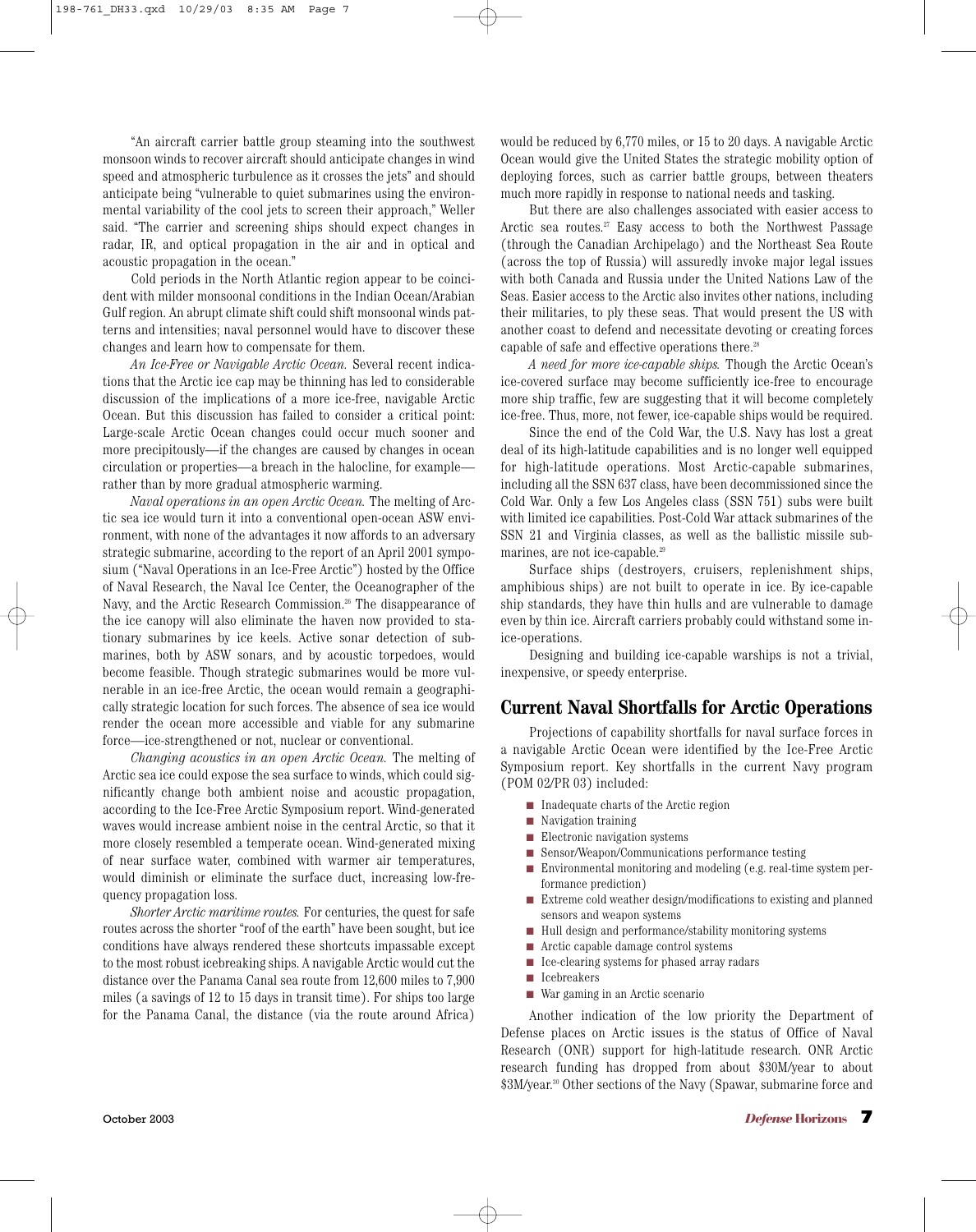"An aircraft carrier battle group steaming into the southwest monsoon winds to recover aircraft should anticipate changes in wind speed and atmospheric turbulence as it crosses the jets" and should anticipate being "vulnerable to quiet submarines using the environmental variability of the cool jets to screen their approach," Weller said. "The carrier and screening ships should expect changes in radar, IR, and optical propagation in the air and in optical and acoustic propagation in the ocean."

Cold periods in the North Atlantic region appear to be coincident with milder monsoonal conditions in the Indian Ocean/Arabian Gulf region. An abrupt climate shift could shift monsoonal winds patterns and intensities; naval personnel would have to discover these changes and learn how to compensate for them.

*An Ice-Free or Navigable Arctic Ocean.* Several recent indications that the Arctic ice cap may be thinning has led to considerable discussion of the implications of a more ice-free, navigable Arctic Ocean. But this discussion has failed to consider a critical point: Large-scale Arctic Ocean changes could occur much sooner and more precipitously—if the changes are caused by changes in ocean circulation or properties—a breach in the halocline, for example—rather than by more gradual atmospheric warming.

*Naval operations in an open Arctic Ocean.* The melting of Arctic sea ice would turn it into a conventional open-ocean ASW environment, with none of the advantages it now affords to an adversary strategic submarine, according to the report of an April 2001 symposium ("Naval Operations in an Ice-Free Arctic") hosted by the Office of Naval Research, the Naval Ice Center, the Oceanographer of the Navy, and the Arctic Research Commission.[26] The disappearance of the ice canopy will also eliminate the haven now provided to stationary submarines by ice keels. Active sonar detection of submarines, both by ASW sonars, and by acoustic torpedoes, would become feasible. Though strategic submarines would be more vulnerable in an ice-free Arctic, the ocean would remain a geographically strategic location for such forces. The absence of sea ice would render the ocean more accessible and viable for any submarine force—ice-strengthened or not, nuclear or conventional.

*Changing acoustics in an open Arctic Ocean.* The melting of Arctic sea ice could expose the sea surface to winds, which could significantly change both ambient noise and acoustic propagation, according to the Ice-Free Arctic Symposium report. Wind-generated waves would increase ambient noise in the central Arctic, so that it more closely resembled a temperate ocean. Wind-generated mixing of near surface water, combined with warmer air temperatures, would diminish or eliminate the surface duct, increasing low-frequency propagation loss.

*Shorter Arctic maritime routes.* For centuries, the quest for safe routes across the shorter "roof of the earth" have been sought, but ice conditions have always rendered these shortcuts impassable except to the most robust icebreaking ships. A navigable Arctic would cut the distance over the Panama Canal sea route from 12,600 miles to 7,900 miles (a savings of 12 to 15 days in transit time). For ships too large for the Panama Canal, the distance (via the route around Africa) would be reduced by 6,770 miles, or 15 to 20 days. A navigable Arctic Ocean would give the United States the strategic mobility option of deploying forces, such as carrier battle groups, between theaters much more rapidly in response to national needs and tasking.

But there are also challenges associated with easier access to Arctic sea routes.[27] Easy access to both the Northwest Passage (through the Canadian Archipelago) and the Northeast Sea Route (across the top of Russia) will assuredly invoke major legal issues with both Canada and Russia under the United Nations Law of the Seas. Easier access to the Arctic also invites other nations, including their militaries, to ply these seas. That would present the US with another coast to defend and necessitate devoting or creating forces capable of safe and effective operations there.[28]

*A need for more ice-capable ships.* Though the Arctic Ocean's ice-covered surface may become sufficiently ice-free to encourage more ship traffic, few are suggesting that it will become completely ice-free. Thus, more, not fewer, ice-capable ships would be required.

Since the end of the Cold War, the U.S. Navy has lost a great deal of its high-latitude capabilities and is no longer well equipped for high-latitude operations. Most Arctic-capable submarines, including all the SSN 637 class, have been decommissioned since the Cold War. Only a few Los Angeles class (SSN 751) subs were built with limited ice capabilities. Post-Cold War attack submarines of the SSN 21 and Virginia classes, as well as the ballistic missile submarines, are not ice-capable.[29]

Surface ships (destroyers, cruisers, replenishment ships, amphibious ships) are not built to operate in ice. By ice-capable ship standards, they have thin hulls and are vulnerable to damage even by thin ice. Aircraft carriers probably could withstand some in-ice-operations.

Designing and building ice-capable warships is not a trivial, inexpensive, or speedy enterprise.

## Current Naval Shortfalls for Arctic Operations

Projections of capability shortfalls for naval surface forces in a navigable Arctic Ocean were identified by the Ice-Free Arctic Symposium report. Key shortfalls in the current Navy program (POM 02/PR 03) included:

- Inadequate charts of the Arctic region
- Navigation training
- Electronic navigation systems
- Sensor/Weapon/Communications performance testing
- Environmental monitoring and modeling (e.g. real-time system performance prediction)
- Extreme cold weather design/modifications to existing and planned sensors and weapon systems
- Hull design and performance/stability monitoring systems
- Arctic capable damage control systems
- Ice-clearing systems for phased array radars
- Icebreakers
- War gaming in an Arctic scenario

Another indication of the low priority the Department of Defense places on Arctic issues is the status of Office of Naval Research (ONR) support for high-latitude research. ONR Arctic research funding has dropped from about \$30M/year to about \$3M/year.[30] Other sections of the Navy (Spawar, submarine force and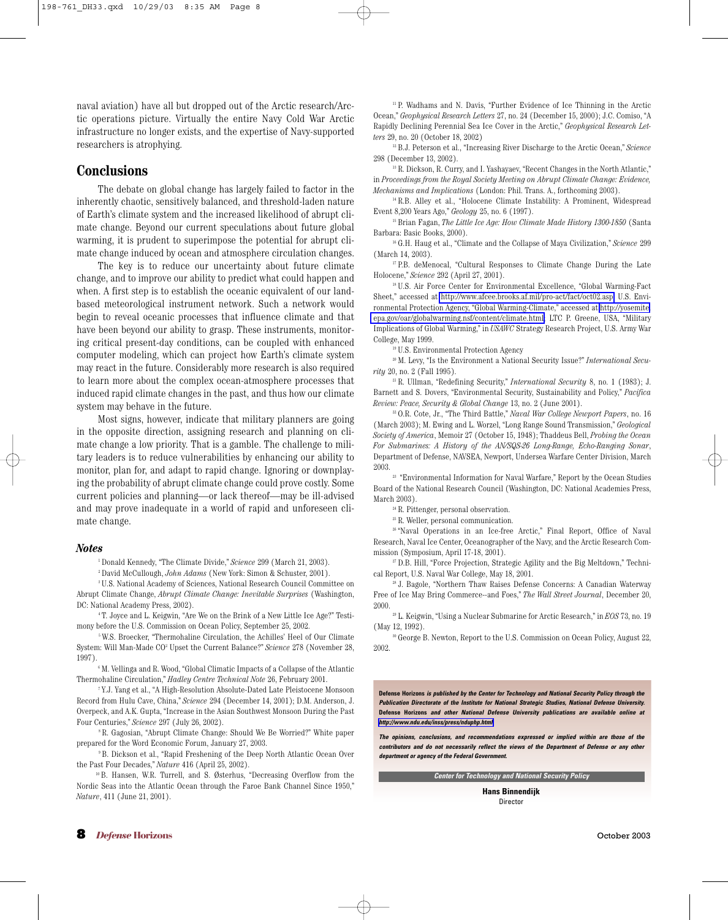naval aviation) have all but dropped out of the Arctic research/Arctic operations picture. Virtually the entire Navy Cold War Arctic infrastructure no longer exists, and the expertise of Navy-supported researchers is atrophying.

## Conclusions

The debate on global change has largely failed to factor in the inherently chaotic, sensitively balanced, and threshold-laden nature of Earth's climate system and the increased likelihood of abrupt climate change. Beyond our current speculations about future global warming, it is prudent to superimpose the potential for abrupt climate change induced by ocean and atmosphere circulation changes.

The key is to reduce our uncertainty about future climate change, and to improve our ability to predict what could happen and when. A first step is to establish the oceanic equivalent of our land-based meteorological instrument network. Such a network would begin to reveal oceanic processes that influence climate and that have been beyond our ability to grasp. These instruments, monitoring critical present-day conditions, can be coupled with enhanced computer modeling, which can project how Earth's climate system may react in the future. Considerably more research is also required to learn more about the complex ocean-atmosphere processes that induced rapid climate changes in the past, and thus how our climate system may behave in the future.

Most signs, however, indicate that military planners are going in the opposite direction, assigning research and planning on climate change a low priority. That is a gamble. The challenge to military leaders is to reduce vulnerabilities by enhancing our ability to monitor, plan for, and adapt to rapid change. Ignoring or downplaying the probability of abrupt climate change could prove costly. Some current policies and planning—or lack thereof—may be ill-advised and may prove inadequate in a world of rapid and unforeseen climate change.

### *Notes*

[1] Donald Kennedy, "The Climate Divide," *Science* 299 (March 21, 2003).

[2] David McCullough, *John Adams* (New York: Simon & Schuster, 2001).

[3] U.S. National Academy of Sciences, National Research Council Committee on Abrupt Climate Change, *Abrupt Climate Change: Inevitable Surprises* (Washington, DC: National Academy Press, 2002).

[4] T. Joyce and L. Keigwin, "Are We on the Brink of a New Little Ice Age?" Testimony before the U.S. Commission on Ocean Policy, September 25, 2002.

[5] W.S. Broecker, "Thermohaline Circulation, the Achilles' Heel of Our Climate System: Will Man-Made $CO^2$ Upset the Current Balance?" *Science* 278 (November 28, 1997).

[6] M. Vellinga and R. Wood, "Global Climatic Impacts of a Collapse of the Atlantic Thermohaline Circulation," *Hadley Centre Technical Note* 26, February 2001.

[7] Y.J. Yang et al., "A High-Resolution Absolute-Dated Late Pleistocene Monsoon Record from Hulu Cave, China," *Science* 294 (December 14, 2001); D.M. Anderson, J. Overpeck, and A.K. Gupta, "Increase in the Asian Southwest Monsoon During the Past Four Centuries," *Science* 297 (July 26, 2002).

[8] R. Gagosian, "Abrupt Climate Change: Should We Be Worried?" White paper prepared for the Word Economic Forum, January 27, 2003.

[9] B. Dickson et al., "Rapid Freshening of the Deep North Atlantic Ocean Over the Past Four Decades," *Nature* 416 (April 25, 2002).

[10] B. Hansen, W.R. Turrell, and S. Østerhus, "Decreasing Overflow from the Nordic Seas into the Atlantic Ocean through the Faroe Bank Channel Since 1950," *Nature*, 411 (June 21, 2001).

[11] P. Wadhams and N. Davis, "Further Evidence of Ice Thinning in the Arctic Ocean," *Geophysical Research Letters* 27, no. 24 (December 15, 2000); J.C. Comiso, "A Rapidly Declining Perennial Sea Ice Cover in the Arctic," *Geophysical Research Letters* 29, no. 20 (October 18, 2002)

[12] B.J. Peterson et al., "Increasing River Discharge to the Arctic Ocean," *Science* 298 (December 13, 2002).

[13] R. Dickson, R. Curry, and I. Yashayaev, "Recent Changes in the North Atlantic," in *Proceedings from the Royal Society Meeting on Abrupt Climate Change: Evidence, Mechanisms and Implications* (London: Phil. Trans. A., forthcoming 2003).

[14] R.B. Alley et al., "Holocene Climate Instability: A Prominent, Widespread Event 8,200 Years Ago," *Geology* 25, no. 6 (1997).

[15] Brian Fagan, *The Little Ice Age: How Climate Made History 1300-1850* (Santa Barbara: Basic Books, 2000).

[16] G.H. Haug et al., "Climate and the Collapse of Maya Civilization," *Science* 299 (March 14, 2003).

[17] P.B. deMenocal, "Cultural Responses to Climate Change During the Late Holocene," *Science* 292 (April 27, 2001).

[18] U.S. Air Force Center for Environmental Excellence, "Global Warming-Fact Sheet," accessed at http://www.afcee.brooks.af.mil/pro-act/fact/oct02.asp; U.S. Environmental Protection Agency, "Global Warming-Climate," accessed at http://yosemite.epa.gov/oar/globalwarming.nsf/content/climate.html; LTC P. Greene, USA, "Military Implications of Global Warming," in *USAWC* Strategy Research Project, U.S. Army War College, May 1999.

[19] U.S. Environmental Protection Agency

[20] M. Levy, "Is the Environment a National Security Issue?" *International Security* 20, no. 2 (Fall 1995).

[21] R. Ullman, "Redefining Security," *International Security* 8, no. 1 (1983); J. Barnett and S. Dovers, "Environmental Security, Sustainability and Policy," *Pacifica Review: Peace, Security & Global Change* 13, no. 2 (June 2001).

[22] O.R. Cote, Jr., "The Third Battle," *Naval War College Newport Papers*, no. 16 (March 2003); M. Ewing and L. Worzel, "Long Range Sound Transmission," *Geological Society of America*, Memoir 27 (October 15, 1948); Thaddeus Bell, *Probing the Ocean For Submarines: A History of the AN/SQS-26 Long-Range, Echo-Ranging Sonar*, Department of Defense, NAVSEA, Newport, Undersea Warfare Center Division, March 2003.

[23] "Environmental Information for Naval Warfare," Report by the Ocean Studies Board of the National Research Council (Washington, DC: National Academies Press, March 2003).

[24] R. Pittenger, personal observation.

[25] R. Weller, personal communication.

[26] "Naval Operations in an Ice-free Arctic," Final Report, Office of Naval Research, Naval Ice Center, Oceanographer of the Navy, and the Arctic Research Commission (Symposium, April 17-18, 2001).

[27] D.B. Hill, "Force Projection, Strategic Agility and the Big Meltdown," Technical Report, U.S. Naval War College, May 18, 2001.

[28] J. Bagole, "Northern Thaw Raises Defense Concerns: A Canadian Waterway Free of Ice May Bring Commerce--and Foes," *The Wall Street Journal*, December 20, 2000.

[29] L. Keigwin, "Using a Nuclear Submarine for Arctic Research," in *EOS* 73, no. 19 (May 12, 1992).

[30] George B. Newton, Report to the U.S. Commission on Ocean Policy, August 22, 2002.

***Defense Horizons** is published by the Center for Technology and National Security Policy through the Publication Directorate of the Institute for National Strategic Studies, National Defense University. **Defense Horizons** and other National Defense University publications are available online at http://www.ndu.edu/inss/press/nduphp.html*

*The opinions, conclusions, and recommendations expressed or implied within are those of the contributors and do not necessarily reflect the views of the Department of Defense or any other department or agency of the Federal Government.*

**Center for Technology and National Security Policy**

**Hans Binnendijk**
Director